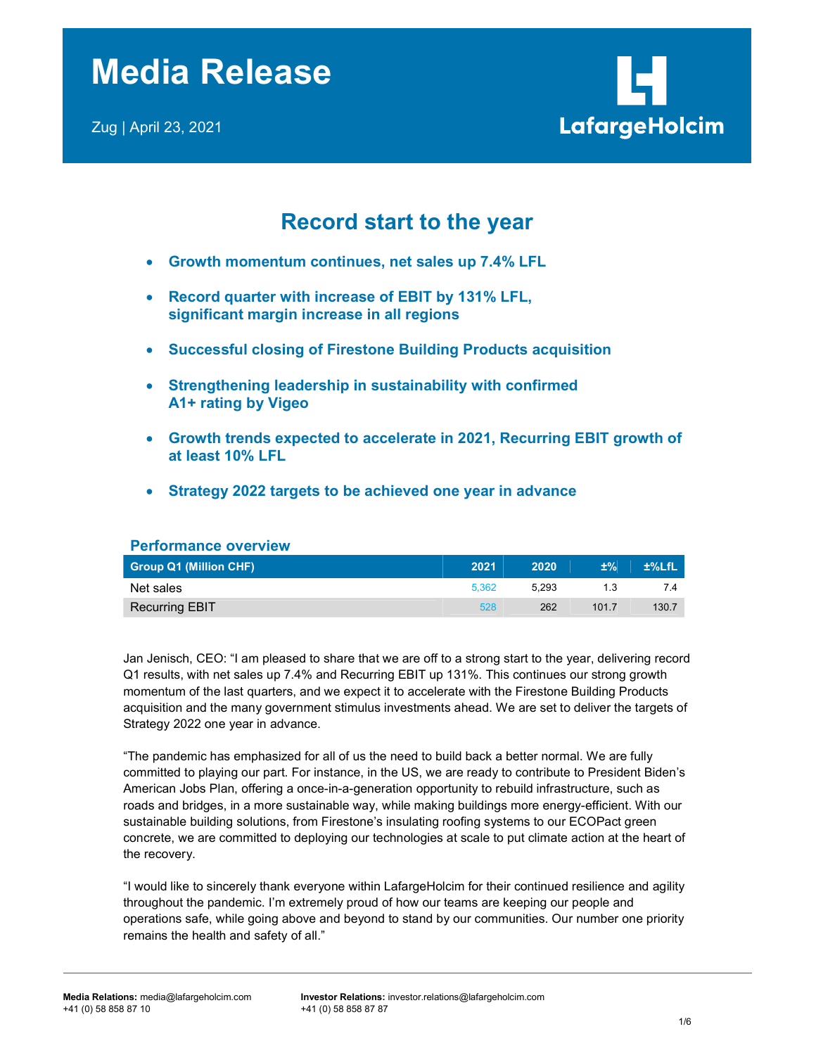# Media Release

Zug | April 23, 2021

LafargeHolcim

## Record start to the year

- **Growth momentum continues, net sales up 7.4% LFL**
- **Record quarter with increase of EBIT by 131% LFL, significant margin increase in all regions**
- **Successful closing of Firestone Building Products acquisition**
- **Strengthening leadership in sustainability with confirmed A1+ rating by Vigeo**
- **Growth trends expected to accelerate in 2021, Recurring EBIT growth of at least 10% LFL**
- **Strategy 2022 targets to be achieved one year in advance**

### Performance overview

| Group Q1 (Million CHF) | 2021 | 2020 | ±% | ±%LfL |
|---|---|---|---|---|
| Net sales | 5,362 | 5,293 | 1.3 | 7.4 |
| Recurring EBIT | 528 | 262 | 101.7 | 130.7 |

Jan Jenisch, CEO: "I am pleased to share that we are off to a strong start to the year, delivering record Q1 results, with net sales up 7.4% and Recurring EBIT up 131%. This continues our strong growth momentum of the last quarters, and we expect it to accelerate with the Firestone Building Products acquisition and the many government stimulus investments ahead. We are set to deliver the targets of Strategy 2022 one year in advance.

"The pandemic has emphasized for all of us the need to build back a better normal. We are fully committed to playing our part. For instance, in the US, we are ready to contribute to President Biden's American Jobs Plan, offering a once-in-a-generation opportunity to rebuild infrastructure, such as roads and bridges, in a more sustainable way, while making buildings more energy-efficient. With our sustainable building solutions, from Firestone's insulating roofing systems to our ECOPact green concrete, we are committed to deploying our technologies at scale to put climate action at the heart of the recovery.

"I would like to sincerely thank everyone within LafargeHolcim for their continued resilience and agility throughout the pandemic. I'm extremely proud of how our teams are keeping our people and operations safe, while going above and beyond to stand by our communities. Our number one priority remains the health and safety of all."

**Media Relations:** media@lafargeholcim.com
+41 (0) 58 858 87 10

**Investor Relations:** investor.relations@lafargeholcim.com
+41 (0) 58 858 87 87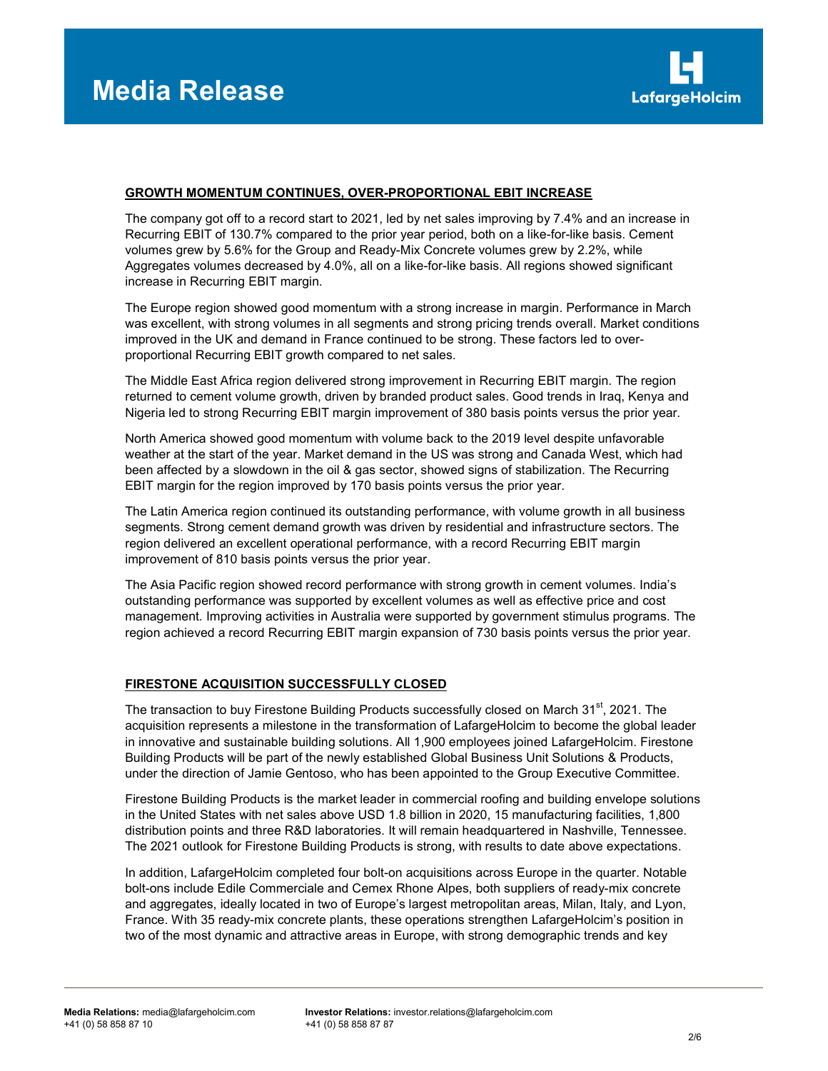## GROWTH MOMENTUM CONTINUES, OVER-PROPORTIONAL EBIT INCREASE

The company got off to a record start to 2021, led by net sales improving by 7.4% and an increase in Recurring EBIT of 130.7% compared to the prior year period, both on a like-for-like basis. Cement volumes grew by 5.6% for the Group and Ready-Mix Concrete volumes grew by 2.2%, while Aggregates volumes decreased by 4.0%, all on a like-for-like basis. All regions showed significant increase in Recurring EBIT margin.

The Europe region showed good momentum with a strong increase in margin. Performance in March was excellent, with strong volumes in all segments and strong pricing trends overall. Market conditions improved in the UK and demand in France continued to be strong. These factors led to over-proportional Recurring EBIT growth compared to net sales.

The Middle East Africa region delivered strong improvement in Recurring EBIT margin. The region returned to cement volume growth, driven by branded product sales. Good trends in Iraq, Kenya and Nigeria led to strong Recurring EBIT margin improvement of 380 basis points versus the prior year.

North America showed good momentum with volume back to the 2019 level despite unfavorable weather at the start of the year. Market demand in the US was strong and Canada West, which had been affected by a slowdown in the oil & gas sector, showed signs of stabilization. The Recurring EBIT margin for the region improved by 170 basis points versus the prior year.

The Latin America region continued its outstanding performance, with volume growth in all business segments. Strong cement demand growth was driven by residential and infrastructure sectors. The region delivered an excellent operational performance, with a record Recurring EBIT margin improvement of 810 basis points versus the prior year.

The Asia Pacific region showed record performance with strong growth in cement volumes. India's outstanding performance was supported by excellent volumes as well as effective price and cost management. Improving activities in Australia were supported by government stimulus programs. The region achieved a record Recurring EBIT margin expansion of 730 basis points versus the prior year.

## FIRESTONE ACQUISITION SUCCESSFULLY CLOSED

The transaction to buy Firestone Building Products successfully closed on March 31st, 2021. The acquisition represents a milestone in the transformation of LafargeHolcim to become the global leader in innovative and sustainable building solutions. All 1,900 employees joined LafargeHolcim. Firestone Building Products will be part of the newly established Global Business Unit Solutions & Products, under the direction of Jamie Gentoso, who has been appointed to the Group Executive Committee.

Firestone Building Products is the market leader in commercial roofing and building envelope solutions in the United States with net sales above USD 1.8 billion in 2020, 15 manufacturing facilities, 1,800 distribution points and three R&D laboratories. It will remain headquartered in Nashville, Tennessee. The 2021 outlook for Firestone Building Products is strong, with results to date above expectations.

In addition, LafargeHolcim completed four bolt-on acquisitions across Europe in the quarter. Notable bolt-ons include Edile Commerciale and Cemex Rhone Alpes, both suppliers of ready-mix concrete and aggregates, ideally located in two of Europe's largest metropolitan areas, Milan, Italy, and Lyon, France. With 35 ready-mix concrete plants, these operations strengthen LafargeHolcim's position in two of the most dynamic and attractive areas in Europe, with strong demographic trends and key

**Media Relations:** media@lafargeholcim.com
+41 (0) 58 858 87 10

**Investor Relations:** investor.relations@lafargeholcim.com
+41 (0) 58 858 87 87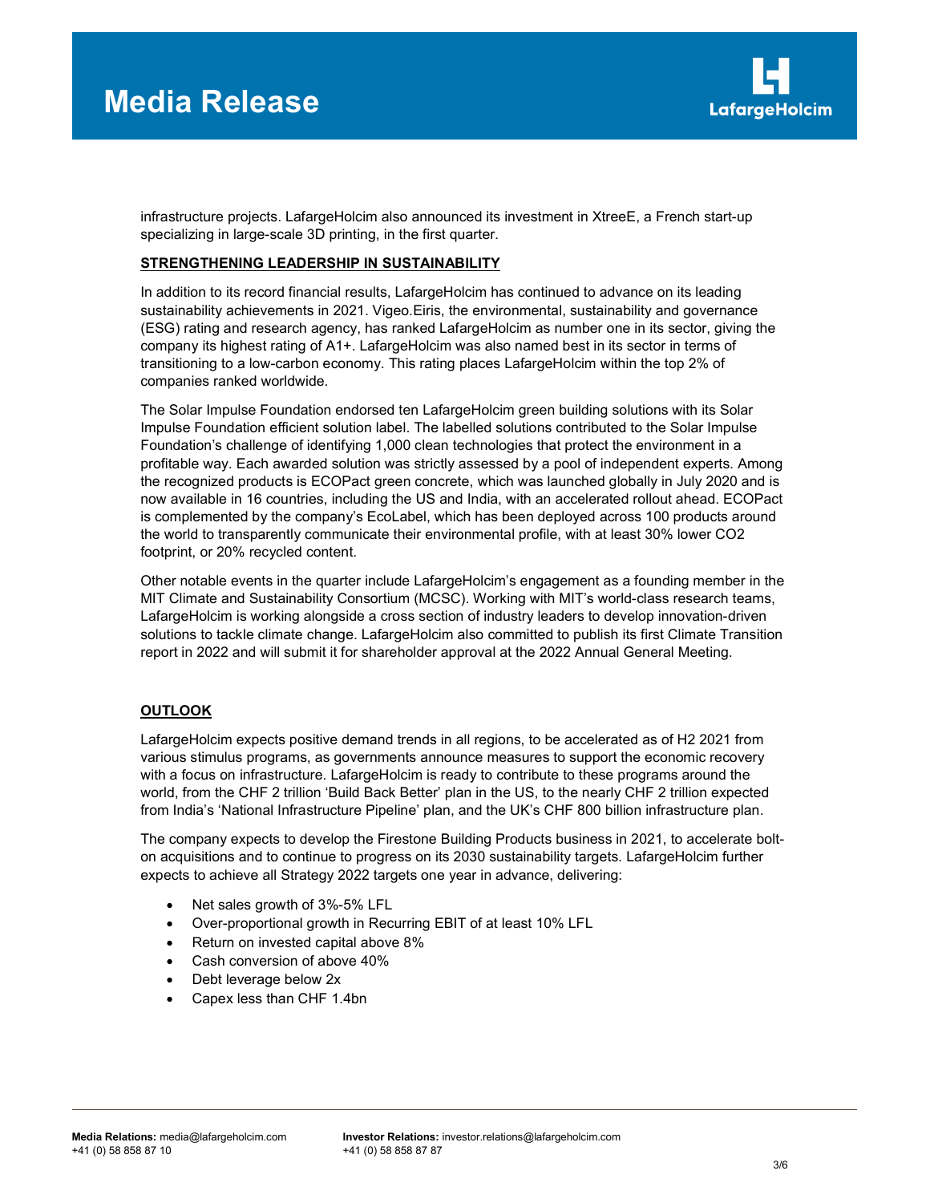infrastructure projects. LafargeHolcim also announced its investment in XtreeE, a French start-up specializing in large-scale 3D printing, in the first quarter.

## STRENGTHENING LEADERSHIP IN SUSTAINABILITY

In addition to its record financial results, LafargeHolcim has continued to advance on its leading sustainability achievements in 2021. Vigeo.Eiris, the environmental, sustainability and governance (ESG) rating and research agency, has ranked LafargeHolcim as number one in its sector, giving the company its highest rating of A1+. LafargeHolcim was also named best in its sector in terms of transitioning to a low-carbon economy. This rating places LafargeHolcim within the top 2% of companies ranked worldwide.

The Solar Impulse Foundation endorsed ten LafargeHolcim green building solutions with its Solar Impulse Foundation efficient solution label. The labelled solutions contributed to the Solar Impulse Foundation's challenge of identifying 1,000 clean technologies that protect the environment in a profitable way. Each awarded solution was strictly assessed by a pool of independent experts. Among the recognized products is ECOPact green concrete, which was launched globally in July 2020 and is now available in 16 countries, including the US and India, with an accelerated rollout ahead. ECOPact is complemented by the company's EcoLabel, which has been deployed across 100 products around the world to transparently communicate their environmental profile, with at least 30% lower $CO_2$ footprint, or 20% recycled content.

Other notable events in the quarter include LafargeHolcim's engagement as a founding member in the MIT Climate and Sustainability Consortium (MCSC). Working with MIT's world-class research teams, LafargeHolcim is working alongside a cross section of industry leaders to develop innovation-driven solutions to tackle climate change. LafargeHolcim also committed to publish its first Climate Transition report in 2022 and will submit it for shareholder approval at the 2022 Annual General Meeting.

## OUTLOOK

LafargeHolcim expects positive demand trends in all regions, to be accelerated as of H2 2021 from various stimulus programs, as governments announce measures to support the economic recovery with a focus on infrastructure. LafargeHolcim is ready to contribute to these programs around the world, from the CHF 2 trillion 'Build Back Better' plan in the US, to the nearly CHF 2 trillion expected from India's 'National Infrastructure Pipeline' plan, and the UK's CHF 800 billion infrastructure plan.

The company expects to develop the Firestone Building Products business in 2021, to accelerate bolt-on acquisitions and to continue to progress on its 2030 sustainability targets. LafargeHolcim further expects to achieve all Strategy 2022 targets one year in advance, delivering:

- Net sales growth of 3%-5% LFL
- Over-proportional growth in Recurring EBIT of at least 10% LFL
- Return on invested capital above 8%
- Cash conversion of above 40%
- Debt leverage below 2x
- Capex less than CHF 1.4bn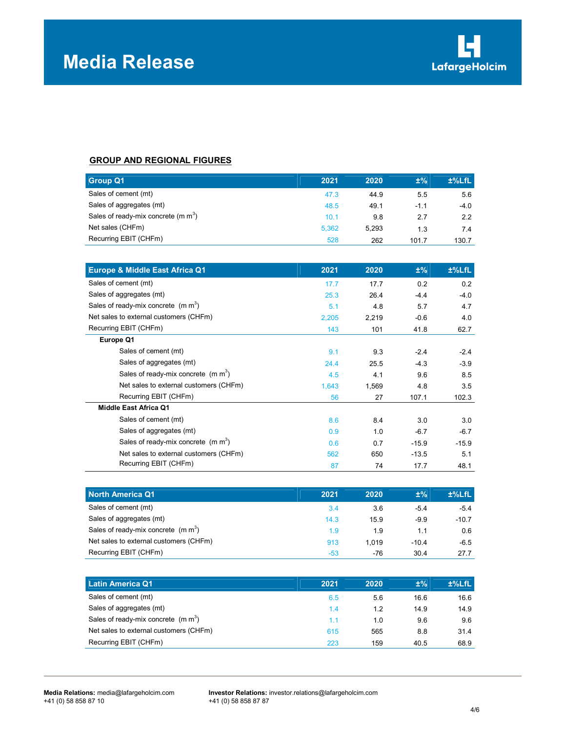# Media Release

## GROUP AND REGIONAL FIGURES

| Group Q1 | 2021 | 2020 | ±% | ±%LfL |
|---|---|---|---|---|
| Sales of cement (mt) | 47.3 | 44.9 | 5.5 | 5.6 |
| Sales of aggregates (mt) | 48.5 | 49.1 | -1.1 | -4.0 |
| Sales of ready-mix concrete (m $m^3$) | 10.1 | 9.8 | 2.7 | 2.2 |
| Net sales (CHFm) | 5,362 | 5,293 | 1.3 | 7.4 |
| Recurring EBIT (CHFm) | 528 | 262 | 101.7 | 130.7 |

| Europe & Middle East Africa Q1 | 2021 | 2020 | ±% | ±%LfL |
|---|---|---|---|---|
| Sales of cement (mt) | 17.7 | 17.7 | 0.2 | 0.2 |
| Sales of aggregates (mt) | 25.3 | 26.4 | -4.4 | -4.0 |
| Sales of ready-mix concrete (m $m^3$) | 5.1 | 4.8 | 5.7 | 4.7 |
| Net sales to external customers (CHFm) | 2,205 | 2,219 | -0.6 | 4.0 |
| Recurring EBIT (CHFm) | 143 | 101 | 41.8 | 62.7 |
| **Europe Q1** | | | | |
| Sales of cement (mt) | 9.1 | 9.3 | -2.4 | -2.4 |
| Sales of aggregates (mt) | 24.4 | 25.5 | -4.3 | -3.9 |
| Sales of ready-mix concrete (m $m^3$) | 4.5 | 4.1 | 9.6 | 8.5 |
| Net sales to external customers (CHFm) | 1,643 | 1,569 | 4.8 | 3.5 |
| Recurring EBIT (CHFm) | 56 | 27 | 107.1 | 102.3 |
| **Middle East Africa Q1** | | | | |
| Sales of cement (mt) | 8.6 | 8.4 | 3.0 | 3.0 |
| Sales of aggregates (mt) | 0.9 | 1.0 | -6.7 | -6.7 |
| Sales of ready-mix concrete (m $m^3$) | 0.6 | 0.7 | -15.9 | -15.9 |
| Net sales to external customers (CHFm) | 562 | 650 | -13.5 | 5.1 |
| Recurring EBIT (CHFm) | 87 | 74 | 17.7 | 48.1 |

| North America Q1 | 2021 | 2020 | ±% | ±%LfL |
|---|---|---|---|---|
| Sales of cement (mt) | 3.4 | 3.6 | -5.4 | -5.4 |
| Sales of aggregates (mt) | 14.3 | 15.9 | -9.9 | -10.7 |
| Sales of ready-mix concrete (m $m^3$) | 1.9 | 1.9 | 1.1 | 0.6 |
| Net sales to external customers (CHFm) | 913 | 1,019 | -10.4 | -6.5 |
| Recurring EBIT (CHFm) | -53 | -76 | 30.4 | 27.7 |

| Latin America Q1 | 2021 | 2020 | ±% | ±%LfL |
|---|---|---|---|---|
| Sales of cement (mt) | 6.5 | 5.6 | 16.6 | 16.6 |
| Sales of aggregates (mt) | 1.4 | 1.2 | 14.9 | 14.9 |
| Sales of ready-mix concrete (m $m^3$) | 1.1 | 1.0 | 9.6 | 9.6 |
| Net sales to external customers (CHFm) | 615 | 565 | 8.8 | 31.4 |
| Recurring EBIT (CHFm) | 223 | 159 | 40.5 | 68.9 |

**Media Relations:** media@lafargeholcim.com
+41 (0) 58 858 87 10

**Investor Relations:** investor.relations@lafargeholcim.com
+41 (0) 58 858 87 87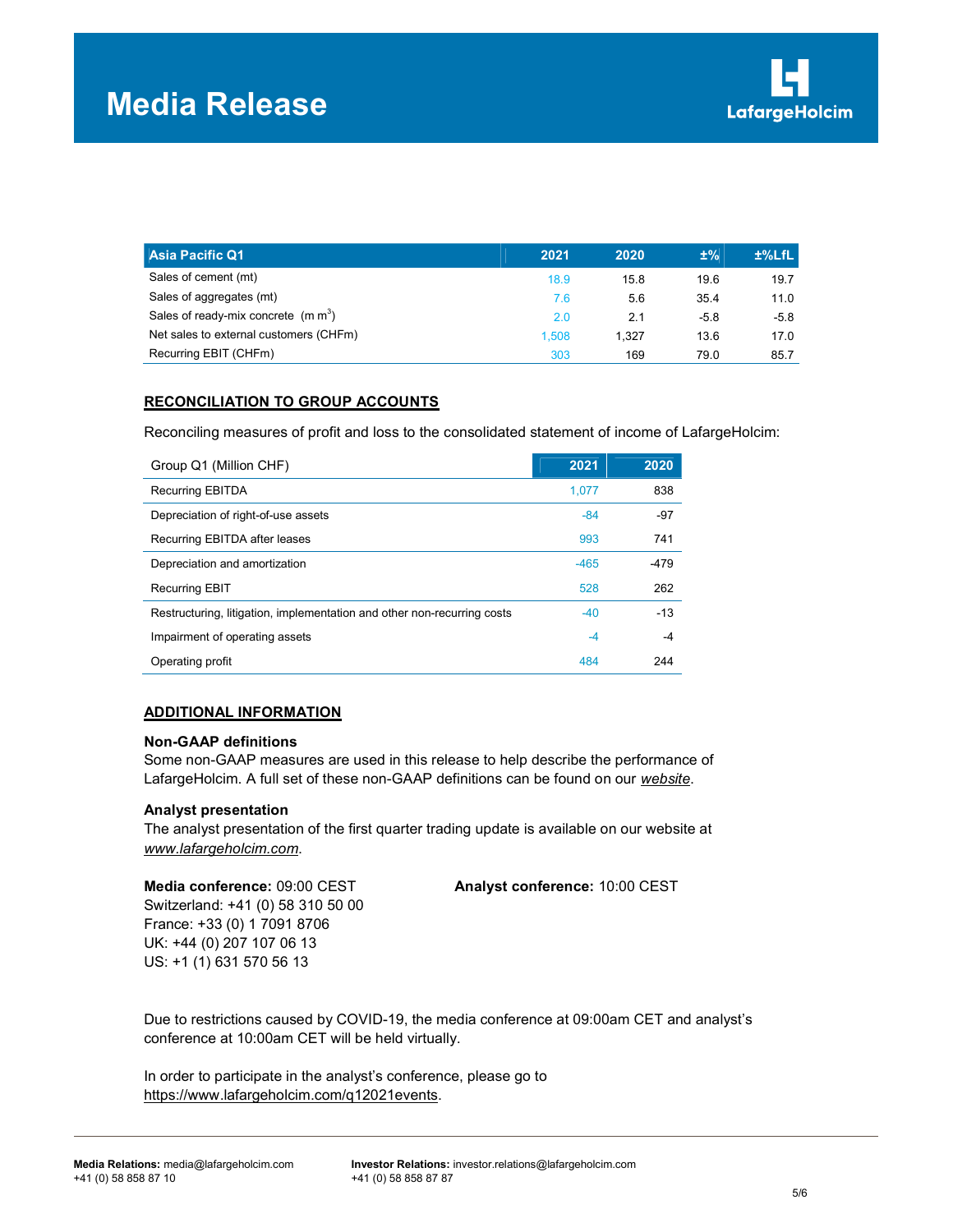| Asia Pacific Q1 | 2021 | 2020 | ±% | ±%LfL |
|---|---|---|---|---|
| Sales of cement (mt) | 18.9 | 15.8 | 19.6 | 19.7 |
| Sales of aggregates (mt) | 7.6 | 5.6 | 35.4 | 11.0 |
| Sales of ready-mix concrete (m $m^3$) | 2.0 | 2.1 | -5.8 | -5.8 |
| Net sales to external customers (CHFm) | 1,508 | 1,327 | 13.6 | 17.0 |
| Recurring EBIT (CHFm) | 303 | 169 | 79.0 | 85.7 |

## RECONCILIATION TO GROUP ACCOUNTS

Reconciling measures of profit and loss to the consolidated statement of income of LafargeHolcim:

| Group Q1 (Million CHF) | 2021 | 2020 |
|---|---|---|
| Recurring EBITDA | 1,077 | 838 |
| Depreciation of right-of-use assets | -84 | -97 |
| Recurring EBITDA after leases | 993 | 741 |
| Depreciation and amortization | -465 | -479 |
| Recurring EBIT | 528 | 262 |
| Restructuring, litigation, implementation and other non-recurring costs | -40 | -13 |
| Impairment of operating assets | -4 | -4 |
| Operating profit | 484 | 244 |

## ADDITIONAL INFORMATION

**Non-GAAP definitions**
Some non-GAAP measures are used in this release to help describe the performance of LafargeHolcim. A full set of these non-GAAP definitions can be found on our *website*.

**Analyst presentation**
The analyst presentation of the first quarter trading update is available on our website at *www.lafargeholcim.com*.

**Media conference:** 09:00 CEST
Switzerland: +41 (0) 58 310 50 00
France: +33 (0) 1 7091 8706
UK: +44 (0) 207 107 06 13
US: +1 (1) 631 570 56 13

**Analyst conference:** 10:00 CEST

Due to restrictions caused by COVID-19, the media conference at 09:00am CET and analyst's conference at 10:00am CET will be held virtually.

In order to participate in the analyst's conference, please go to https://www.lafargeholcim.com/q12021events.

**Media Relations:** media@lafargeholcim.com
+41 (0) 58 858 87 10

**Investor Relations:** investor.relations@lafargeholcim.com
+41 (0) 58 858 87 87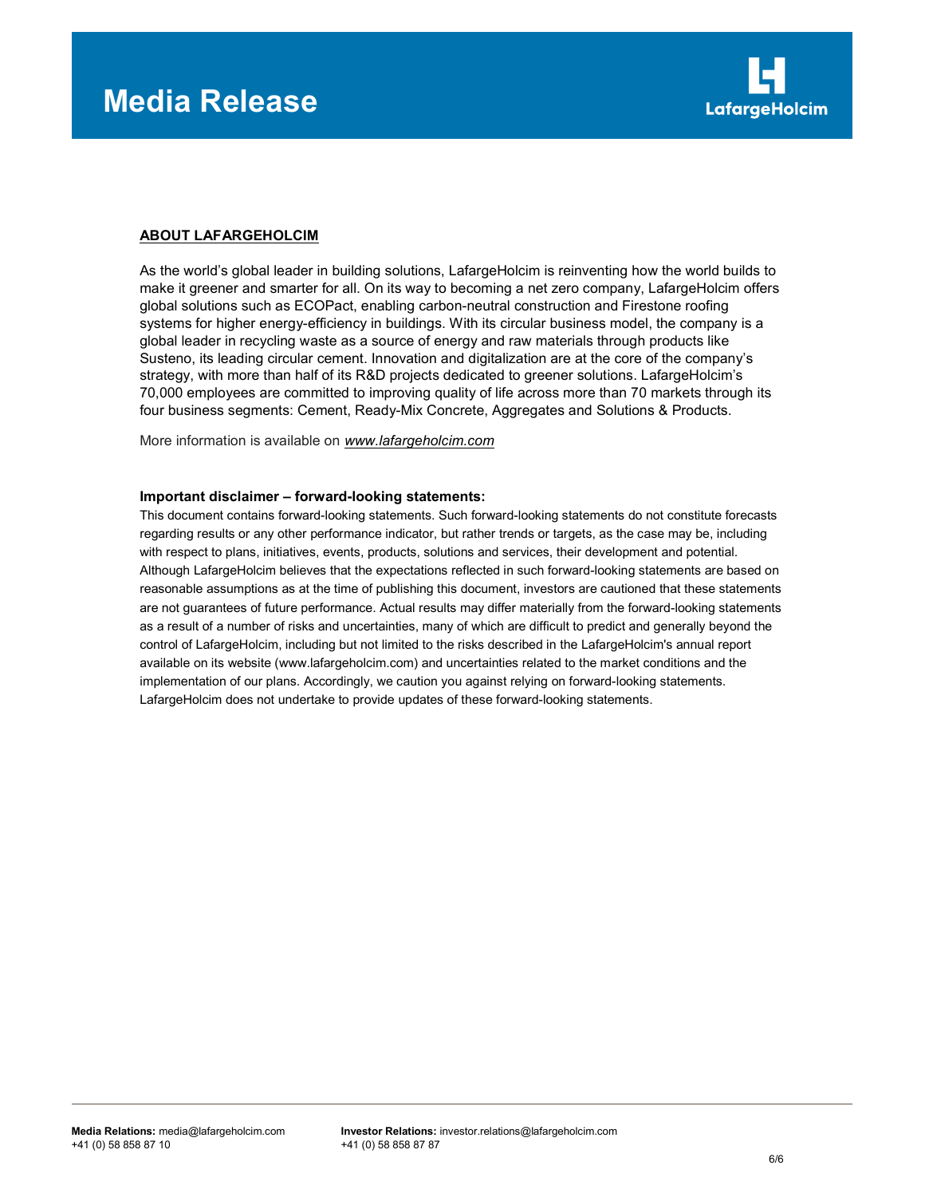## ABOUT LAFARGEHOLCIM

As the world's global leader in building solutions, LafargeHolcim is reinventing how the world builds to make it greener and smarter for all. On its way to becoming a net zero company, LafargeHolcim offers global solutions such as ECOPact, enabling carbon-neutral construction and Firestone roofing systems for higher energy-efficiency in buildings. With its circular business model, the company is a global leader in recycling waste as a source of energy and raw materials through products like Susteno, its leading circular cement. Innovation and digitalization are at the core of the company's strategy, with more than half of its R&D projects dedicated to greener solutions. LafargeHolcim's 70,000 employees are committed to improving quality of life across more than 70 markets through its four business segments: Cement, Ready-Mix Concrete, Aggregates and Solutions & Products.

More information is available on *www.lafargeholcim.com*

**Important disclaimer – forward-looking statements:**

This document contains forward-looking statements. Such forward-looking statements do not constitute forecasts regarding results or any other performance indicator, but rather trends or targets, as the case may be, including with respect to plans, initiatives, events, products, solutions and services, their development and potential. Although LafargeHolcim believes that the expectations reflected in such forward-looking statements are based on reasonable assumptions as at the time of publishing this document, investors are cautioned that these statements are not guarantees of future performance. Actual results may differ materially from the forward-looking statements as a result of a number of risks and uncertainties, many of which are difficult to predict and generally beyond the control of LafargeHolcim, including but not limited to the risks described in the LafargeHolcim's annual report available on its website (www.lafargeholcim.com) and uncertainties related to the market conditions and the implementation of our plans. Accordingly, we caution you against relying on forward-looking statements. LafargeHolcim does not undertake to provide updates of these forward-looking statements.

**Media Relations:** media@lafargeholcim.com
+41 (0) 58 858 87 10

**Investor Relations:** investor.relations@lafargeholcim.com
+41 (0) 58 858 87 87